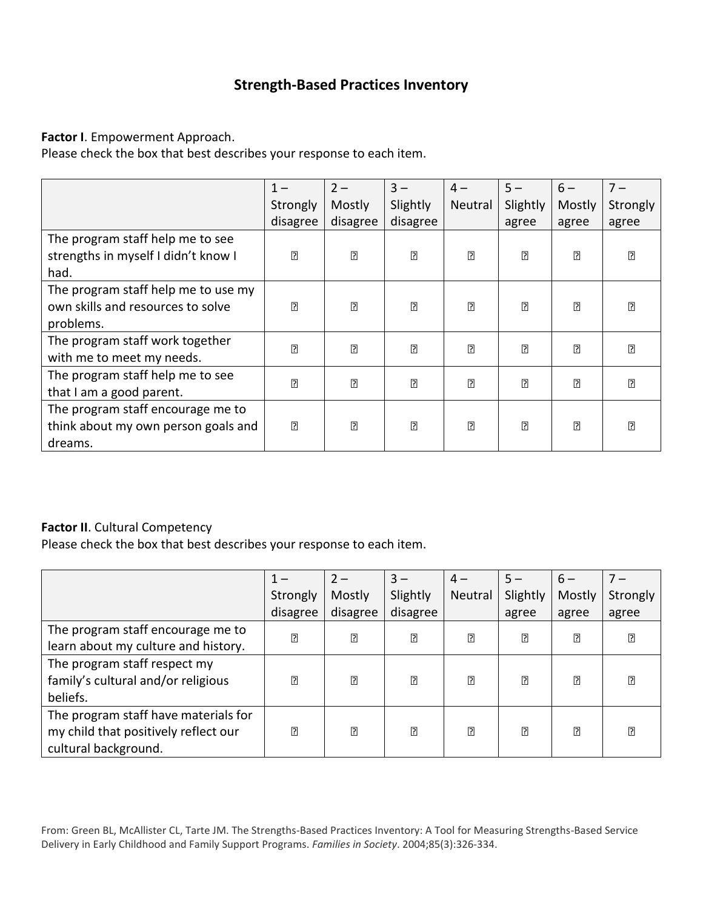## Strength-Based Practices Inventory

**Factor I**. Empowerment Approach.
Please check the box that best describes your response to each item.

| | 1 – Strongly disagree | 2 – Mostly disagree | 3 – Slightly disagree | 4 – Neutral | 5 – Slightly agree | 6 – Mostly agree | 7 – Strongly agree |
|---|---|---|---|---|---|---|---|
| The program staff help me to see strengths in myself I didn't know I had. | ☐ | ☐ | ☐ | ☐ | ☐ | ☐ | ☐ |
| The program staff help me to use my own skills and resources to solve problems. | ☐ | ☐ | ☐ | ☐ | ☐ | ☐ | ☐ |
| The program staff work together with me to meet my needs. | ☐ | ☐ | ☐ | ☐ | ☐ | ☐ | ☐ |
| The program staff help me to see that I am a good parent. | ☐ | ☐ | ☐ | ☐ | ☐ | ☐ | ☐ |
| The program staff encourage me to think about my own person goals and dreams. | ☐ | ☐ | ☐ | ☐ | ☐ | ☐ | ☐ |

**Factor II**. Cultural Competency
Please check the box that best describes your response to each item.

| | 1 – Strongly disagree | 2 – Mostly disagree | 3 – Slightly disagree | 4 – Neutral | 5 – Slightly agree | 6 – Mostly agree | 7 – Strongly agree |
|---|---|---|---|---|---|---|---|
| The program staff encourage me to learn about my culture and history. | ☐ | ☐ | ☐ | ☐ | ☐ | ☐ | ☐ |
| The program staff respect my family's cultural and/or religious beliefs. | ☐ | ☐ | ☐ | ☐ | ☐ | ☐ | ☐ |
| The program staff have materials for my child that positively reflect our cultural background. | ☐ | ☐ | ☐ | ☐ | ☐ | ☐ | ☐ |

From: Green BL, McAllister CL, Tarte JM. The Strengths-Based Practices Inventory: A Tool for Measuring Strengths-Based Service Delivery in Early Childhood and Family Support Programs. *Families in Society*. 2004;85(3):326-334.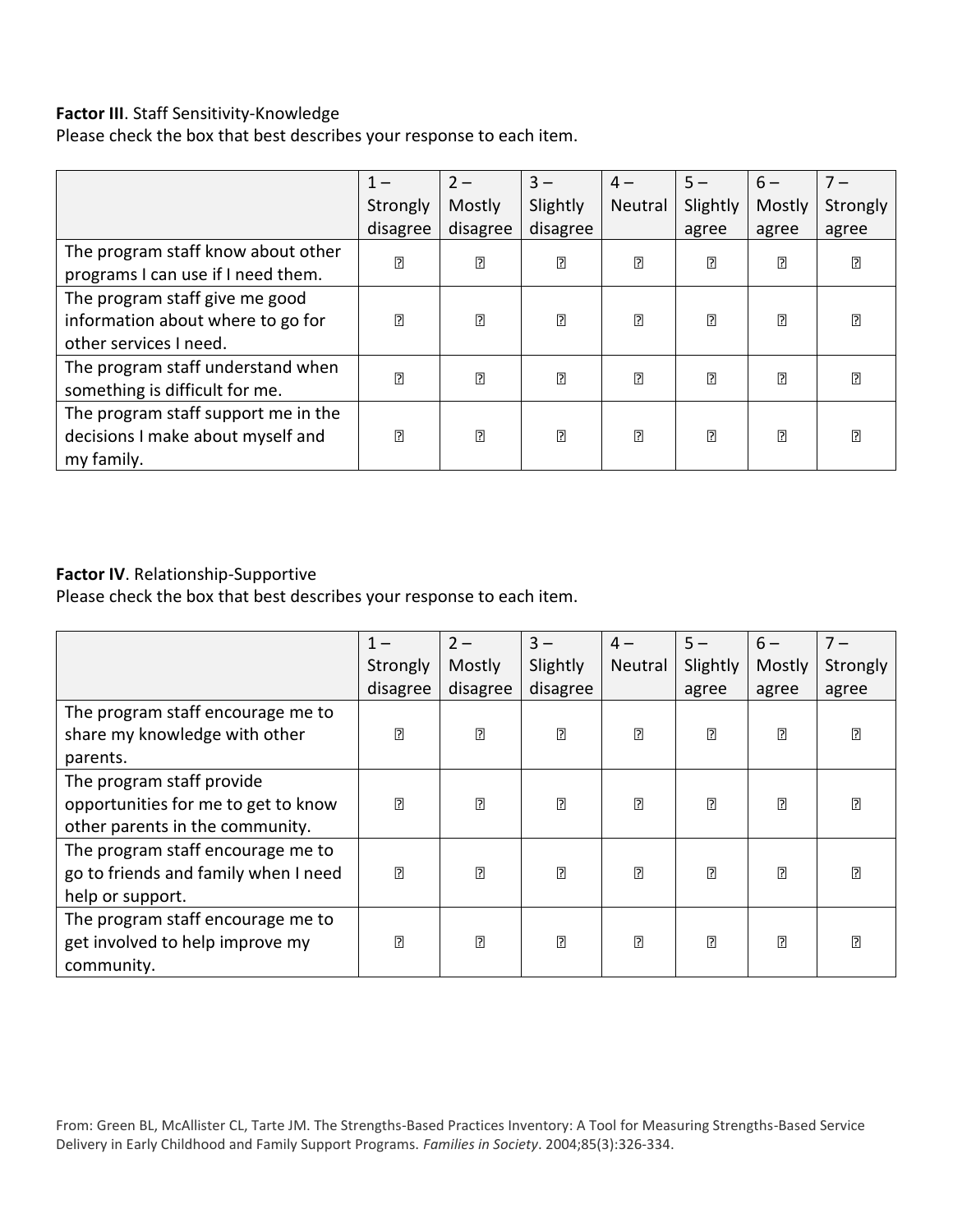**Factor III**. Staff Sensitivity-Knowledge
Please check the box that best describes your response to each item.

| | 1 – Strongly disagree | 2 – Mostly disagree | 3 – Slightly disagree | 4 – Neutral | 5 – Slightly agree | 6 – Mostly agree | 7 – Strongly agree |
|---|---|---|---|---|---|---|---|
| The program staff know about other programs I can use if I need them. | ☐ | ☐ | ☐ | ☐ | ☐ | ☐ | ☐ |
| The program staff give me good information about where to go for other services I need. | ☐ | ☐ | ☐ | ☐ | ☐ | ☐ | ☐ |
| The program staff understand when something is difficult for me. | ☐ | ☐ | ☐ | ☐ | ☐ | ☐ | ☐ |
| The program staff support me in the decisions I make about myself and my family. | ☐ | ☐ | ☐ | ☐ | ☐ | ☐ | ☐ |

**Factor IV**. Relationship-Supportive
Please check the box that best describes your response to each item.

| | 1 – Strongly disagree | 2 – Mostly disagree | 3 – Slightly disagree | 4 – Neutral | 5 – Slightly agree | 6 – Mostly agree | 7 – Strongly agree |
|---|---|---|---|---|---|---|---|
| The program staff encourage me to share my knowledge with other parents. | ☐ | ☐ | ☐ | ☐ | ☐ | ☐ | ☐ |
| The program staff provide opportunities for me to get to know other parents in the community. | ☐ | ☐ | ☐ | ☐ | ☐ | ☐ | ☐ |
| The program staff encourage me to go to friends and family when I need help or support. | ☐ | ☐ | ☐ | ☐ | ☐ | ☐ | ☐ |
| The program staff encourage me to get involved to help improve my community. | ☐ | ☐ | ☐ | ☐ | ☐ | ☐ | ☐ |

From: Green BL, McAllister CL, Tarte JM. The Strengths-Based Practices Inventory: A Tool for Measuring Strengths-Based Service Delivery in Early Childhood and Family Support Programs. *Families in Society*. 2004;85(3):326-334.